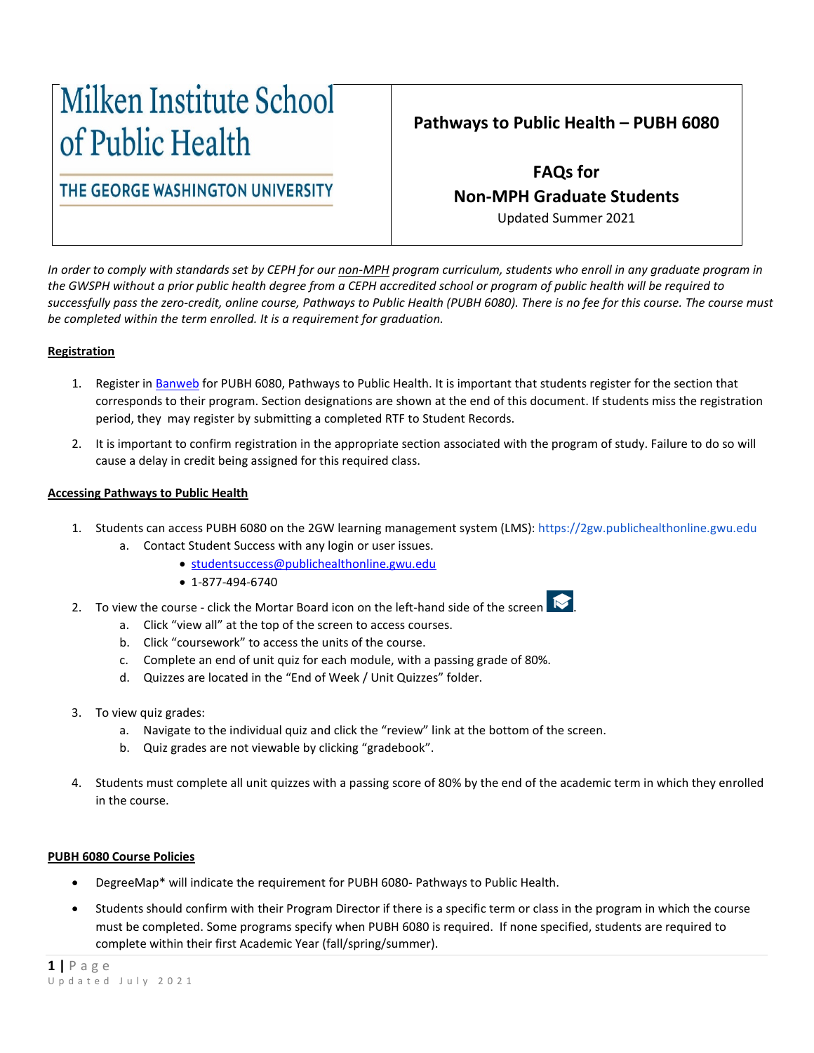Milken Institute School of Public Health

THE GEORGE WASHINGTON UNIVERSITY

# Pathways to Public Health – PUBH 6080

## FAQs for Non-MPH Graduate Students

Updated Summer 2021

*In order to comply with standards set by CEPH for our non-MPH program curriculum, students who enroll in any graduate program in the GWSPH without a prior public health degree from a CEPH accredited school or program of public health will be required to successfully pass the zero-credit, online course, Pathways to Public Health (PUBH 6080). There is no fee for this course. The course must be completed within the term enrolled. It is a requirement for graduation.*

### Registration

1. Register in Banweb for PUBH 6080, Pathways to Public Health. It is important that students register for the section that corresponds to their program. Section designations are shown at the end of this document. If students miss the registration period, they may register by submitting a completed RTF to Student Records.
2. It is important to confirm registration in the appropriate section associated with the program of study. Failure to do so will cause a delay in credit being assigned for this required class.

### Accessing Pathways to Public Health

1. Students can access PUBH 6080 on the 2GW learning management system (LMS): https://2gw.publichealthonline.gwu.edu
   a. Contact Student Success with any login or user issues.
      - studentsuccess@publichealthonline.gwu.edu
      - 1-877-494-6740
2. To view the course - click the Mortar Board icon on the left-hand side of the screen.
   a. Click "view all" at the top of the screen to access courses.
   b. Click "coursework" to access the units of the course.
   c. Complete an end of unit quiz for each module, with a passing grade of 80%.
   d. Quizzes are located in the "End of Week / Unit Quizzes" folder.
3. To view quiz grades:
   a. Navigate to the individual quiz and click the "review" link at the bottom of the screen.
   b. Quiz grades are not viewable by clicking "gradebook".
4. Students must complete all unit quizzes with a passing score of 80% by the end of the academic term in which they enrolled in the course.

### PUBH 6080 Course Policies

- DegreeMap* will indicate the requirement for PUBH 6080- Pathways to Public Health.
- Students should confirm with their Program Director if there is a specific term or class in the program in which the course must be completed. Some programs specify when PUBH 6080 is required. If none specified, students are required to complete within their first Academic Year (fall/spring/summer).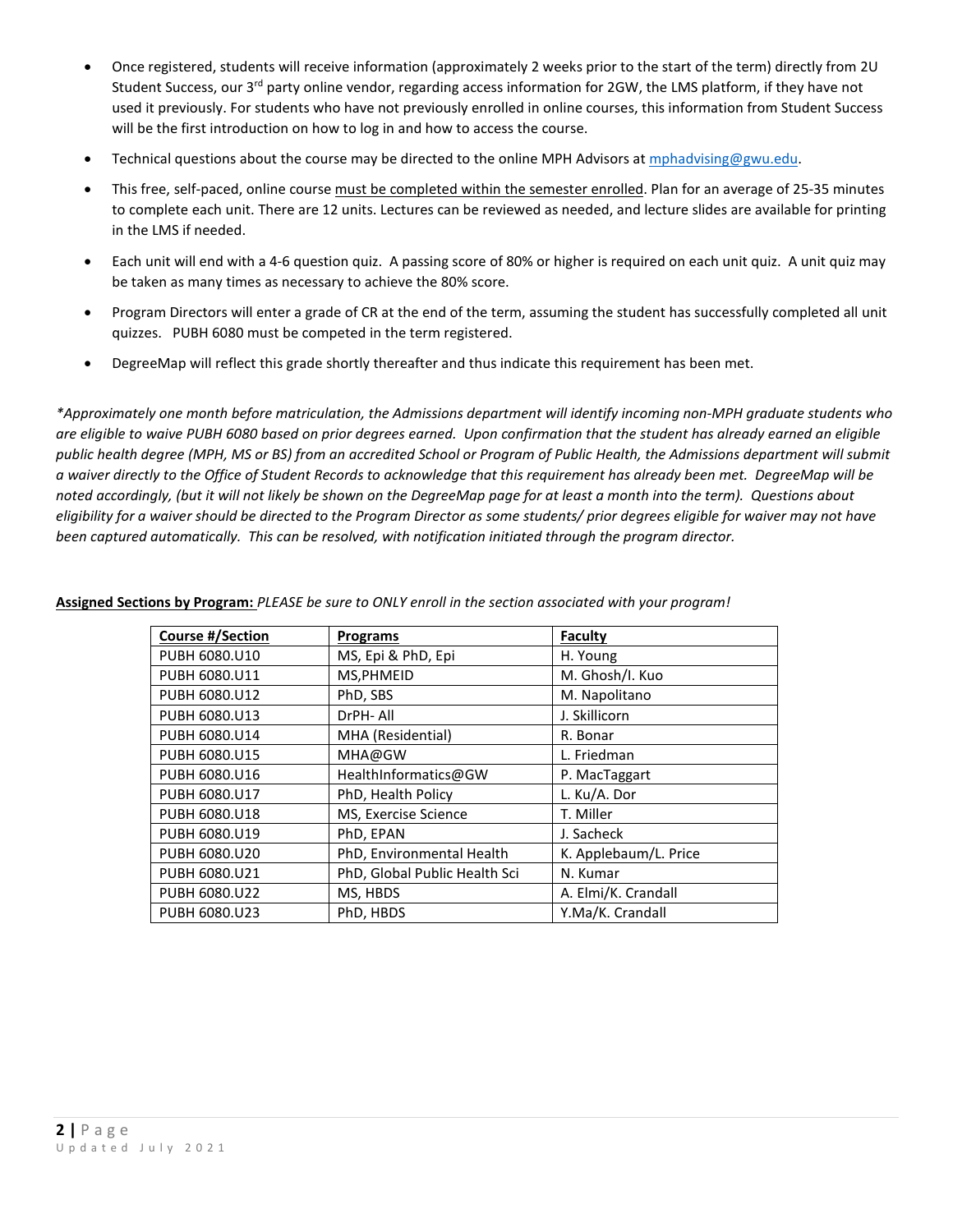- Once registered, students will receive information (approximately 2 weeks prior to the start of the term) directly from 2U Student Success, our 3rd party online vendor, regarding access information for 2GW, the LMS platform, if they have not used it previously. For students who have not previously enrolled in online courses, this information from Student Success will be the first introduction on how to log in and how to access the course.
- Technical questions about the course may be directed to the online MPH Advisors at mphadvising@gwu.edu.
- This free, self-paced, online course must be completed within the semester enrolled. Plan for an average of 25-35 minutes to complete each unit. There are 12 units. Lectures can be reviewed as needed, and lecture slides are available for printing in the LMS if needed.
- Each unit will end with a 4-6 question quiz. A passing score of 80% or higher is required on each unit quiz. A unit quiz may be taken as many times as necessary to achieve the 80% score.
- Program Directors will enter a grade of CR at the end of the term, assuming the student has successfully completed all unit quizzes. PUBH 6080 must be competed in the term registered.
- DegreeMap will reflect this grade shortly thereafter and thus indicate this requirement has been met.

*\*Approximately one month before matriculation, the Admissions department will identify incoming non-MPH graduate students who are eligible to waive PUBH 6080 based on prior degrees earned. Upon confirmation that the student has already earned an eligible public health degree (MPH, MS or BS) from an accredited School or Program of Public Health, the Admissions department will submit a waiver directly to the Office of Student Records to acknowledge that this requirement has already been met. DegreeMap will be noted accordingly, (but it will not likely be shown on the DegreeMap page for at least a month into the term). Questions about eligibility for a waiver should be directed to the Program Director as some students/ prior degrees eligible for waiver may not have been captured automatically. This can be resolved, with notification initiated through the program director.*

**Assigned Sections by Program:** *PLEASE be sure to ONLY enroll in the section associated with your program!*

| Course #/Section | Programs | Faculty |
|---|---|---|
| PUBH 6080.U10 | MS, Epi & PhD, Epi | H. Young |
| PUBH 6080.U11 | MS,PHMEID | M. Ghosh/I. Kuo |
| PUBH 6080.U12 | PhD, SBS | M. Napolitano |
| PUBH 6080.U13 | DrPH- All | J. Skillicorn |
| PUBH 6080.U14 | MHA (Residential) | R. Bonar |
| PUBH 6080.U15 | MHA@GW | L. Friedman |
| PUBH 6080.U16 | HealthInformatics@GW | P. MacTaggart |
| PUBH 6080.U17 | PhD, Health Policy | L. Ku/A. Dor |
| PUBH 6080.U18 | MS, Exercise Science | T. Miller |
| PUBH 6080.U19 | PhD, EPAN | J. Sacheck |
| PUBH 6080.U20 | PhD, Environmental Health | K. Applebaum/L. Price |
| PUBH 6080.U21 | PhD, Global Public Health Sci | N. Kumar |
| PUBH 6080.U22 | MS, HBDS | A. Elmi/K. Crandall |
| PUBH 6080.U23 | PhD, HBDS | Y.Ma/K. Crandall |